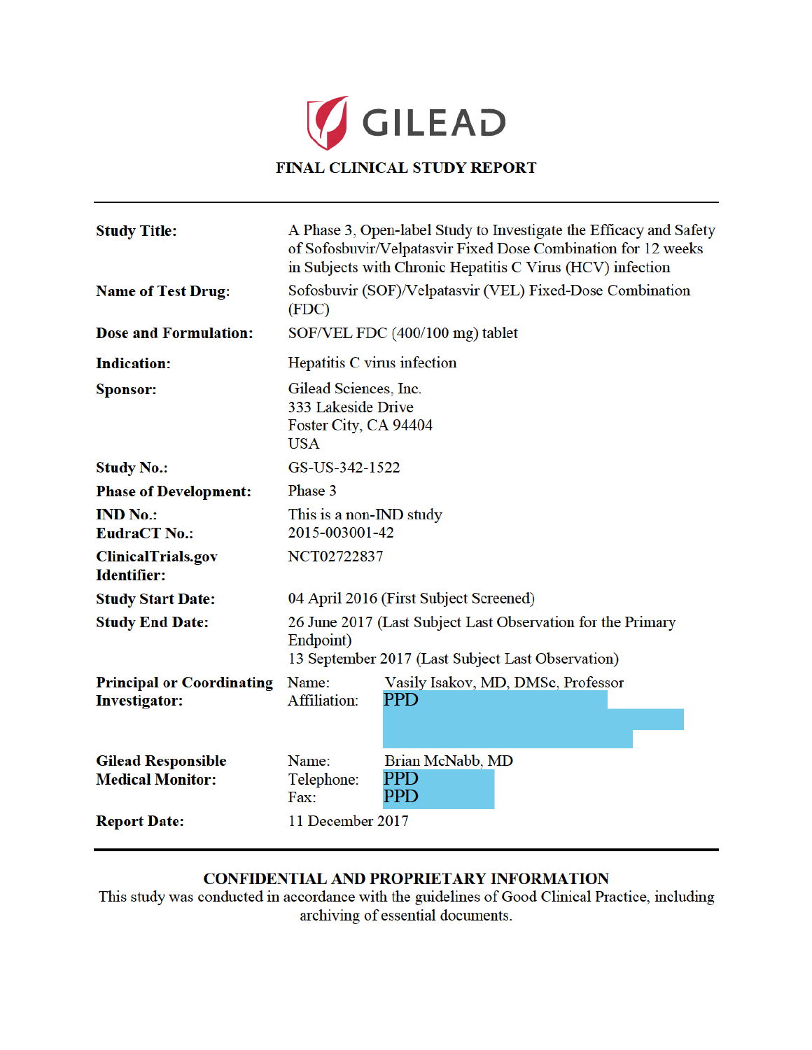GILEAD

# FINAL CLINICAL STUDY REPORT

| | |
|---|---|
| **Study Title:** | A Phase 3, Open-label Study to Investigate the Efficacy and Safety of Sofosbuvir/Velpatasvir Fixed Dose Combination for 12 weeks in Subjects with Chronic Hepatitis C Virus (HCV) infection |
| **Name of Test Drug:** | Sofosbuvir (SOF)/Velpatasvir (VEL) Fixed-Dose Combination (FDC) |
| **Dose and Formulation:** | SOF/VEL FDC (400/100 mg) tablet |
| **Indication:** | Hepatitis C virus infection |
| **Sponsor:** | Gilead Sciences, Inc.<br>333 Lakeside Drive<br>Foster City, CA 94404<br>USA |
| **Study No.:** | GS-US-342-1522 |
| **Phase of Development:** | Phase 3 |
| **IND No.:** | This is a non-IND study |
| **EudraCT No.:** | 2015-003001-42 |
| **ClinicalTrials.gov Identifier:** | NCT02722837 |
| **Study Start Date:** | 04 April 2016 (First Subject Screened) |
| **Study End Date:** | 26 June 2017 (Last Subject Last Observation for the Primary Endpoint)<br>13 September 2017 (Last Subject Last Observation) |
| **Principal or Coordinating Investigator:** | Name: Vasily Isakov, MD, DMSc, Professor<br>Affiliation: PPD |
| **Gilead Responsible Medical Monitor:** | Name: Brian McNabb, MD<br>Telephone: PPD<br>Fax: PPD |
| **Report Date:** | 11 December 2017 |

**CONFIDENTIAL AND PROPRIETARY INFORMATION**

This study was conducted in accordance with the guidelines of Good Clinical Practice, including archiving of essential documents.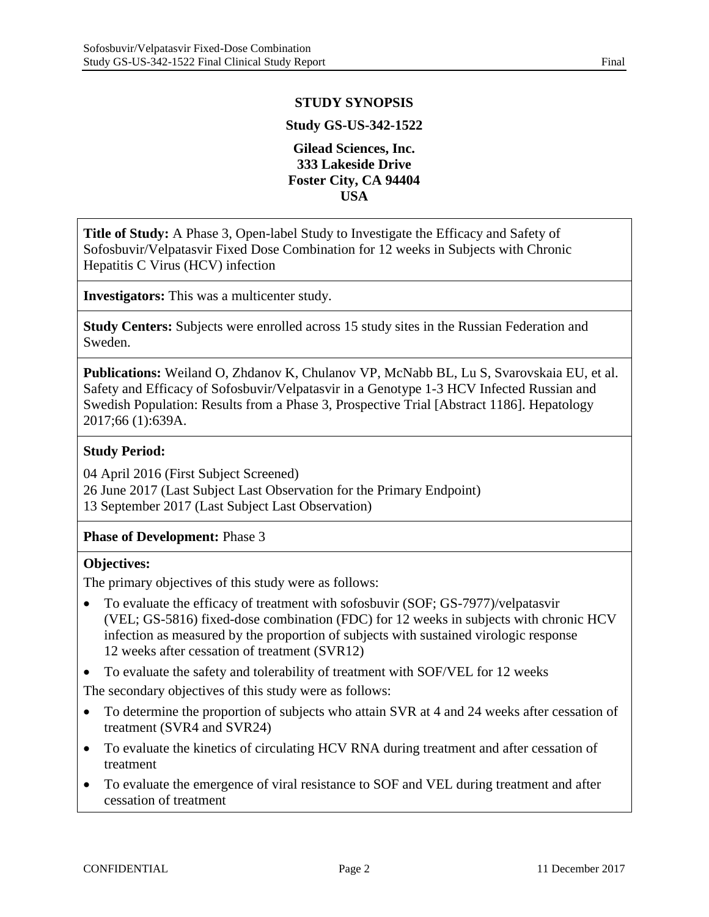## STUDY SYNOPSIS

**Study GS-US-342-1522**

**Gilead Sciences, Inc.**
**333 Lakeside Drive**
**Foster City, CA 94404**
**USA**

**Title of Study:** A Phase 3, Open-label Study to Investigate the Efficacy and Safety of Sofosbuvir/Velpatasvir Fixed Dose Combination for 12 weeks in Subjects with Chronic Hepatitis C Virus (HCV) infection

**Investigators:** This was a multicenter study.

**Study Centers:** Subjects were enrolled across 15 study sites in the Russian Federation and Sweden.

**Publications:** Weiland O, Zhdanov K, Chulanov VP, McNabb BL, Lu S, Svarovskaia EU, et al. Safety and Efficacy of Sofosbuvir/Velpatasvir in a Genotype 1-3 HCV Infected Russian and Swedish Population: Results from a Phase 3, Prospective Trial [Abstract 1186]. Hepatology 2017;66 (1):639A.

**Study Period:**

04 April 2016 (First Subject Screened)
26 June 2017 (Last Subject Last Observation for the Primary Endpoint)
13 September 2017 (Last Subject Last Observation)

**Phase of Development:** Phase 3

**Objectives:**

The primary objectives of this study were as follows:

- To evaluate the efficacy of treatment with sofosbuvir (SOF; GS-7977)/velpatasvir (VEL; GS-5816) fixed-dose combination (FDC) for 12 weeks in subjects with chronic HCV infection as measured by the proportion of subjects with sustained virologic response 12 weeks after cessation of treatment (SVR12)
- To evaluate the safety and tolerability of treatment with SOF/VEL for 12 weeks

The secondary objectives of this study were as follows:

- To determine the proportion of subjects who attain SVR at 4 and 24 weeks after cessation of treatment (SVR4 and SVR24)
- To evaluate the kinetics of circulating HCV RNA during treatment and after cessation of treatment
- To evaluate the emergence of viral resistance to SOF and VEL during treatment and after cessation of treatment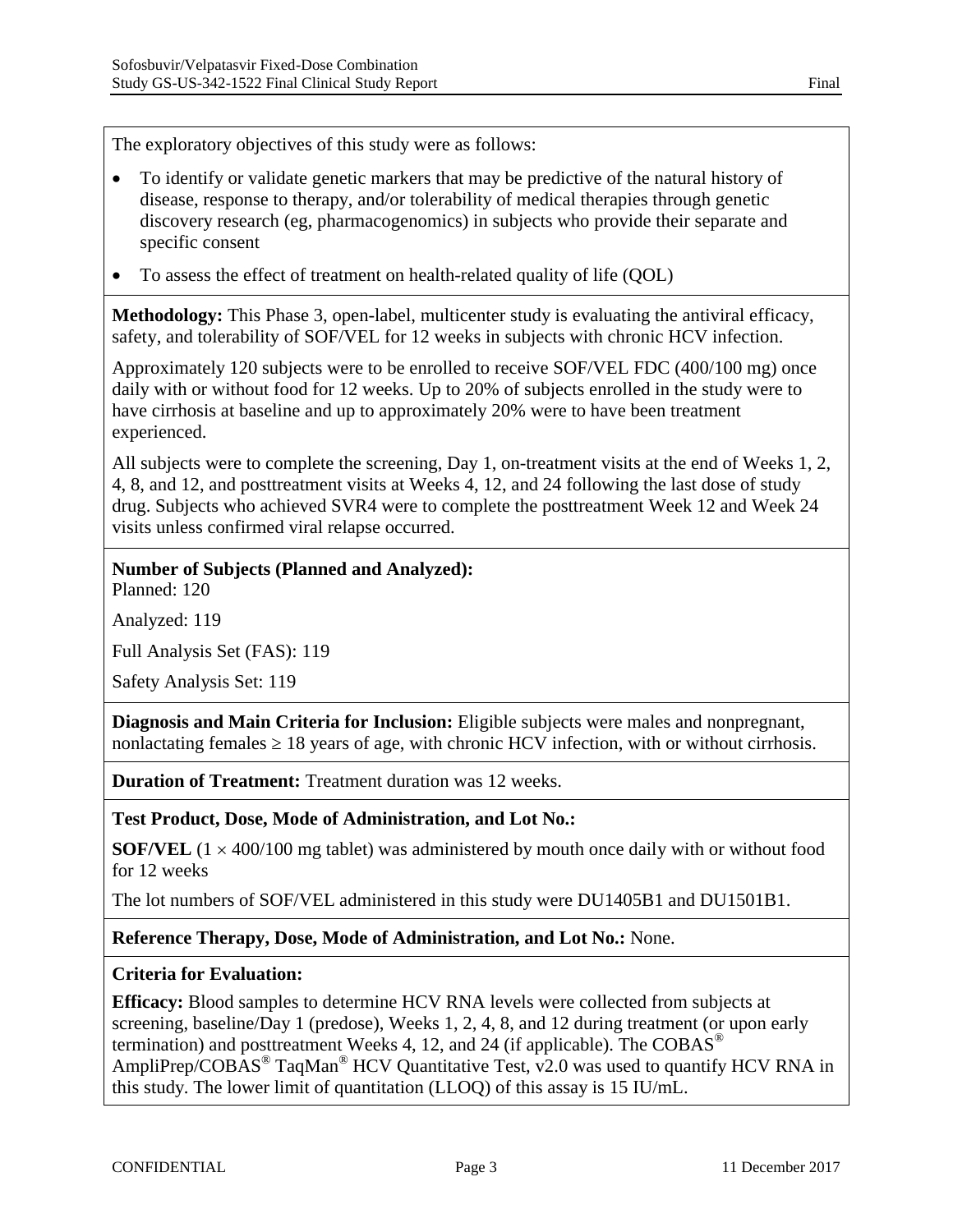The exploratory objectives of this study were as follows:

- To identify or validate genetic markers that may be predictive of the natural history of disease, response to therapy, and/or tolerability of medical therapies through genetic discovery research (eg, pharmacogenomics) in subjects who provide their separate and specific consent
- To assess the effect of treatment on health-related quality of life (QOL)

**Methodology:** This Phase 3, open-label, multicenter study is evaluating the antiviral efficacy, safety, and tolerability of SOF/VEL for 12 weeks in subjects with chronic HCV infection.

Approximately 120 subjects were to be enrolled to receive SOF/VEL FDC (400/100 mg) once daily with or without food for 12 weeks. Up to 20% of subjects enrolled in the study were to have cirrhosis at baseline and up to approximately 20% were to have been treatment experienced.

All subjects were to complete the screening, Day 1, on-treatment visits at the end of Weeks 1, 2, 4, 8, and 12, and posttreatment visits at Weeks 4, 12, and 24 following the last dose of study drug. Subjects who achieved SVR4 were to complete the posttreatment Week 12 and Week 24 visits unless confirmed viral relapse occurred.

**Number of Subjects (Planned and Analyzed):**
Planned: 120

Analyzed: 119

Full Analysis Set (FAS): 119

Safety Analysis Set: 119

**Diagnosis and Main Criteria for Inclusion:** Eligible subjects were males and nonpregnant, nonlactating females ≥ 18 years of age, with chronic HCV infection, with or without cirrhosis.

**Duration of Treatment:** Treatment duration was 12 weeks.

**Test Product, Dose, Mode of Administration, and Lot No.:**

**SOF/VEL** (1 × 400/100 mg tablet) was administered by mouth once daily with or without food for 12 weeks

The lot numbers of SOF/VEL administered in this study were DU1405B1 and DU1501B1.

**Reference Therapy, Dose, Mode of Administration, and Lot No.:** None.

**Criteria for Evaluation:**

**Efficacy:** Blood samples to determine HCV RNA levels were collected from subjects at screening, baseline/Day 1 (predose), Weeks 1, 2, 4, 8, and 12 during treatment (or upon early termination) and posttreatment Weeks 4, 12, and 24 (if applicable). The COBAS® AmpliPrep/COBAS® TaqMan® HCV Quantitative Test, v2.0 was used to quantify HCV RNA in this study. The lower limit of quantitation (LLOQ) of this assay is 15 IU/mL.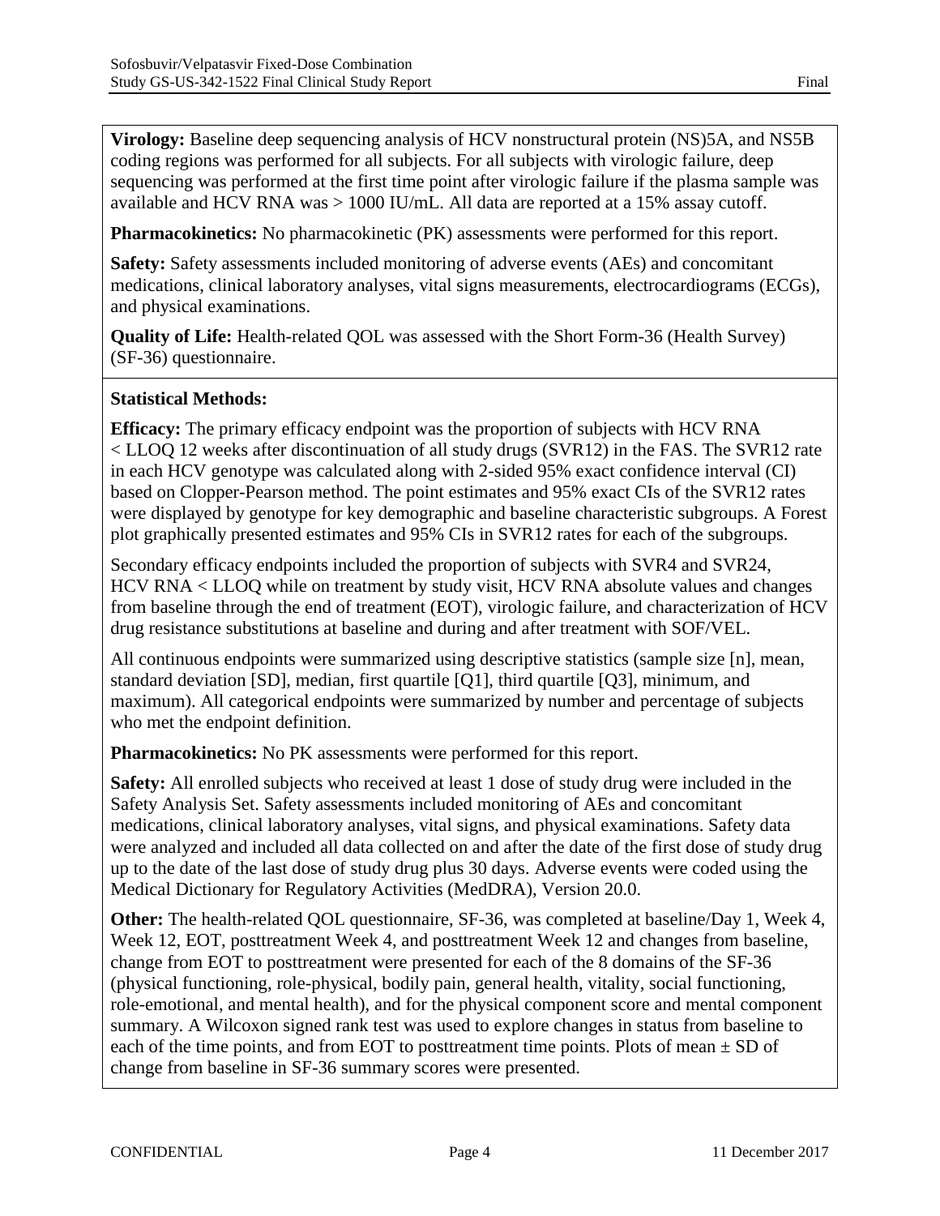**Virology:** Baseline deep sequencing analysis of HCV nonstructural protein (NS)5A, and NS5B coding regions was performed for all subjects. For all subjects with virologic failure, deep sequencing was performed at the first time point after virologic failure if the plasma sample was available and HCV RNA was > 1000 IU/mL. All data are reported at a 15% assay cutoff.

**Pharmacokinetics:** No pharmacokinetic (PK) assessments were performed for this report.

**Safety:** Safety assessments included monitoring of adverse events (AEs) and concomitant medications, clinical laboratory analyses, vital signs measurements, electrocardiograms (ECGs), and physical examinations.

**Quality of Life:** Health-related QOL was assessed with the Short Form-36 (Health Survey) (SF-36) questionnaire.

**Statistical Methods:**

**Efficacy:** The primary efficacy endpoint was the proportion of subjects with HCV RNA < LLOQ 12 weeks after discontinuation of all study drugs (SVR12) in the FAS. The SVR12 rate in each HCV genotype was calculated along with 2-sided 95% exact confidence interval (CI) based on Clopper-Pearson method. The point estimates and 95% exact CIs of the SVR12 rates were displayed by genotype for key demographic and baseline characteristic subgroups. A Forest plot graphically presented estimates and 95% CIs in SVR12 rates for each of the subgroups.

Secondary efficacy endpoints included the proportion of subjects with SVR4 and SVR24, HCV RNA < LLOQ while on treatment by study visit, HCV RNA absolute values and changes from baseline through the end of treatment (EOT), virologic failure, and characterization of HCV drug resistance substitutions at baseline and during and after treatment with SOF/VEL.

All continuous endpoints were summarized using descriptive statistics (sample size [n], mean, standard deviation [SD], median, first quartile [Q1], third quartile [Q3], minimum, and maximum). All categorical endpoints were summarized by number and percentage of subjects who met the endpoint definition.

**Pharmacokinetics:** No PK assessments were performed for this report.

**Safety:** All enrolled subjects who received at least 1 dose of study drug were included in the Safety Analysis Set. Safety assessments included monitoring of AEs and concomitant medications, clinical laboratory analyses, vital signs, and physical examinations. Safety data were analyzed and included all data collected on and after the date of the first dose of study drug up to the date of the last dose of study drug plus 30 days. Adverse events were coded using the Medical Dictionary for Regulatory Activities (MedDRA), Version 20.0.

**Other:** The health-related QOL questionnaire, SF-36, was completed at baseline/Day 1, Week 4, Week 12, EOT, posttreatment Week 4, and posttreatment Week 12 and changes from baseline, change from EOT to posttreatment were presented for each of the 8 domains of the SF-36 (physical functioning, role-physical, bodily pain, general health, vitality, social functioning, role-emotional, and mental health), and for the physical component score and mental component summary. A Wilcoxon signed rank test was used to explore changes in status from baseline to each of the time points, and from EOT to posttreatment time points. Plots of mean ± SD of change from baseline in SF-36 summary scores were presented.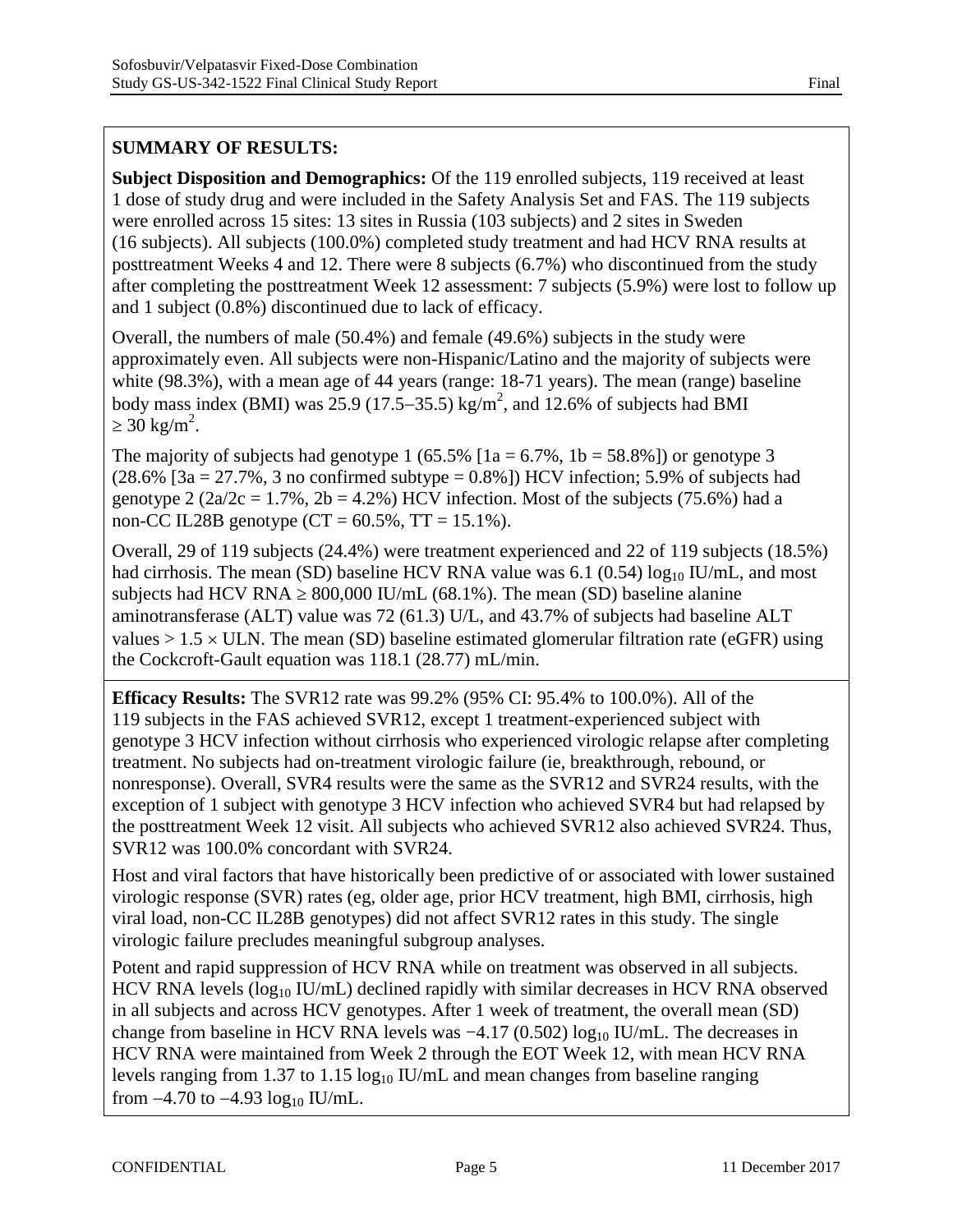**SUMMARY OF RESULTS:**

**Subject Disposition and Demographics:** Of the 119 enrolled subjects, 119 received at least 1 dose of study drug and were included in the Safety Analysis Set and FAS. The 119 subjects were enrolled across 15 sites: 13 sites in Russia (103 subjects) and 2 sites in Sweden (16 subjects). All subjects (100.0%) completed study treatment and had HCV RNA results at posttreatment Weeks 4 and 12. There were 8 subjects (6.7%) who discontinued from the study after completing the posttreatment Week 12 assessment: 7 subjects (5.9%) were lost to follow up and 1 subject (0.8%) discontinued due to lack of efficacy.

Overall, the numbers of male (50.4%) and female (49.6%) subjects in the study were approximately even. All subjects were non-Hispanic/Latino and the majority of subjects were white (98.3%), with a mean age of 44 years (range: 18-71 years). The mean (range) baseline body mass index (BMI) was 25.9 (17.5–35.5) $kg/m^2$, and 12.6% of subjects had BMI $\geq 30$ $kg/m^2$.

The majority of subjects had genotype 1 (65.5% [1a = 6.7%, 1b = 58.8%]) or genotype 3 (28.6% [3a = 27.7%, 3 no confirmed subtype = 0.8%]) HCV infection; 5.9% of subjects had genotype 2 (2a/2c = 1.7%, 2b = 4.2%) HCV infection. Most of the subjects (75.6%) had a non-CC IL28B genotype (CT = 60.5%, TT = 15.1%).

Overall, 29 of 119 subjects (24.4%) were treatment experienced and 22 of 119 subjects (18.5%) had cirrhosis. The mean (SD) baseline HCV RNA value was 6.1 (0.54) $\log_{10}$ IU/mL, and most subjects had HCV RNA $\geq$ 800,000 IU/mL (68.1%). The mean (SD) baseline alanine aminotransferase (ALT) value was 72 (61.3) U/L, and 43.7% of subjects had baseline ALT values $> 1.5 \times$ ULN. The mean (SD) baseline estimated glomerular filtration rate (eGFR) using the Cockcroft-Gault equation was 118.1 (28.77) mL/min.

**Efficacy Results:** The SVR12 rate was 99.2% (95% CI: 95.4% to 100.0%). All of the 119 subjects in the FAS achieved SVR12, except 1 treatment-experienced subject with genotype 3 HCV infection without cirrhosis who experienced virologic relapse after completing treatment. No subjects had on-treatment virologic failure (ie, breakthrough, rebound, or nonresponse). Overall, SVR4 results were the same as the SVR12 and SVR24 results, with the exception of 1 subject with genotype 3 HCV infection who achieved SVR4 but had relapsed by the posttreatment Week 12 visit. All subjects who achieved SVR12 also achieved SVR24. Thus, SVR12 was 100.0% concordant with SVR24.

Host and viral factors that have historically been predictive of or associated with lower sustained virologic response (SVR) rates (eg, older age, prior HCV treatment, high BMI, cirrhosis, high viral load, non-CC IL28B genotypes) did not affect SVR12 rates in this study. The single virologic failure precludes meaningful subgroup analyses.

Potent and rapid suppression of HCV RNA while on treatment was observed in all subjects. HCV RNA levels ($\log_{10}$ IU/mL) declined rapidly with similar decreases in HCV RNA observed in all subjects and across HCV genotypes. After 1 week of treatment, the overall mean (SD) change from baseline in HCV RNA levels was −4.17 (0.502) $\log_{10}$ IU/mL. The decreases in HCV RNA were maintained from Week 2 through the EOT Week 12, with mean HCV RNA levels ranging from 1.37 to 1.15 $\log_{10}$ IU/mL and mean changes from baseline ranging from −4.70 to −4.93 $\log_{10}$ IU/mL.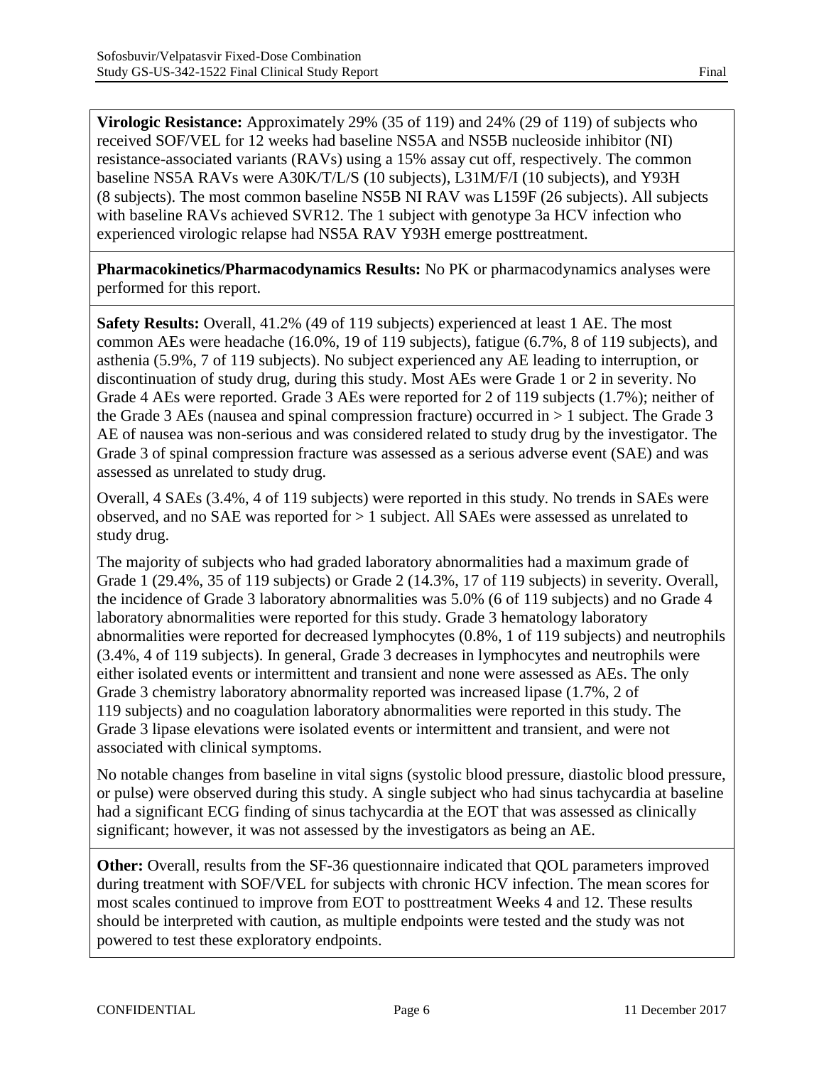**Virologic Resistance:** Approximately 29% (35 of 119) and 24% (29 of 119) of subjects who received SOF/VEL for 12 weeks had baseline NS5A and NS5B nucleoside inhibitor (NI) resistance-associated variants (RAVs) using a 15% assay cut off, respectively. The common baseline NS5A RAVs were A30K/T/L/S (10 subjects), L31M/F/I (10 subjects), and Y93H (8 subjects). The most common baseline NS5B NI RAV was L159F (26 subjects). All subjects with baseline RAVs achieved SVR12. The 1 subject with genotype 3a HCV infection who experienced virologic relapse had NS5A RAV Y93H emerge posttreatment.

**Pharmacokinetics/Pharmacodynamics Results:** No PK or pharmacodynamics analyses were performed for this report.

**Safety Results:** Overall, 41.2% (49 of 119 subjects) experienced at least 1 AE. The most common AEs were headache (16.0%, 19 of 119 subjects), fatigue (6.7%, 8 of 119 subjects), and asthenia (5.9%, 7 of 119 subjects). No subject experienced any AE leading to interruption, or discontinuation of study drug, during this study. Most AEs were Grade 1 or 2 in severity. No Grade 4 AEs were reported. Grade 3 AEs were reported for 2 of 119 subjects (1.7%); neither of the Grade 3 AEs (nausea and spinal compression fracture) occurred in > 1 subject. The Grade 3 AE of nausea was non-serious and was considered related to study drug by the investigator. The Grade 3 of spinal compression fracture was assessed as a serious adverse event (SAE) and was assessed as unrelated to study drug.

Overall, 4 SAEs (3.4%, 4 of 119 subjects) were reported in this study. No trends in SAEs were observed, and no SAE was reported for > 1 subject. All SAEs were assessed as unrelated to study drug.

The majority of subjects who had graded laboratory abnormalities had a maximum grade of Grade 1 (29.4%, 35 of 119 subjects) or Grade 2 (14.3%, 17 of 119 subjects) in severity. Overall, the incidence of Grade 3 laboratory abnormalities was 5.0% (6 of 119 subjects) and no Grade 4 laboratory abnormalities were reported for this study. Grade 3 hematology laboratory abnormalities were reported for decreased lymphocytes (0.8%, 1 of 119 subjects) and neutrophils (3.4%, 4 of 119 subjects). In general, Grade 3 decreases in lymphocytes and neutrophils were either isolated events or intermittent and transient and none were assessed as AEs. The only Grade 3 chemistry laboratory abnormality reported was increased lipase (1.7%, 2 of 119 subjects) and no coagulation laboratory abnormalities were reported in this study. The Grade 3 lipase elevations were isolated events or intermittent and transient, and were not associated with clinical symptoms.

No notable changes from baseline in vital signs (systolic blood pressure, diastolic blood pressure, or pulse) were observed during this study. A single subject who had sinus tachycardia at baseline had a significant ECG finding of sinus tachycardia at the EOT that was assessed as clinically significant; however, it was not assessed by the investigators as being an AE.

**Other:** Overall, results from the SF-36 questionnaire indicated that QOL parameters improved during treatment with SOF/VEL for subjects with chronic HCV infection. The mean scores for most scales continued to improve from EOT to posttreatment Weeks 4 and 12. These results should be interpreted with caution, as multiple endpoints were tested and the study was not powered to test these exploratory endpoints.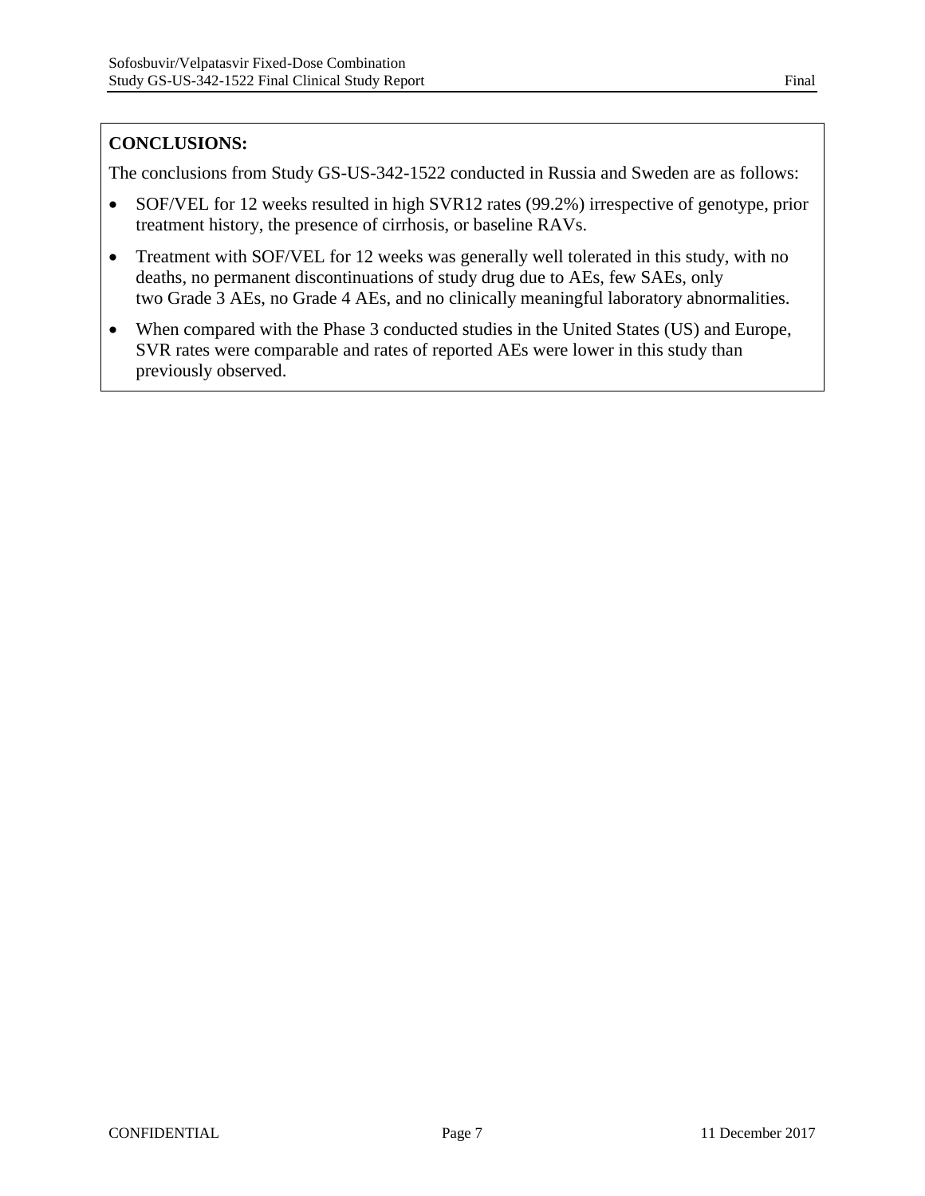**CONCLUSIONS:**

The conclusions from Study GS-US-342-1522 conducted in Russia and Sweden are as follows:

- SOF/VEL for 12 weeks resulted in high SVR12 rates (99.2%) irrespective of genotype, prior treatment history, the presence of cirrhosis, or baseline RAVs.
- Treatment with SOF/VEL for 12 weeks was generally well tolerated in this study, with no deaths, no permanent discontinuations of study drug due to AEs, few SAEs, only two Grade 3 AEs, no Grade 4 AEs, and no clinically meaningful laboratory abnormalities.
- When compared with the Phase 3 conducted studies in the United States (US) and Europe, SVR rates were comparable and rates of reported AEs were lower in this study than previously observed.